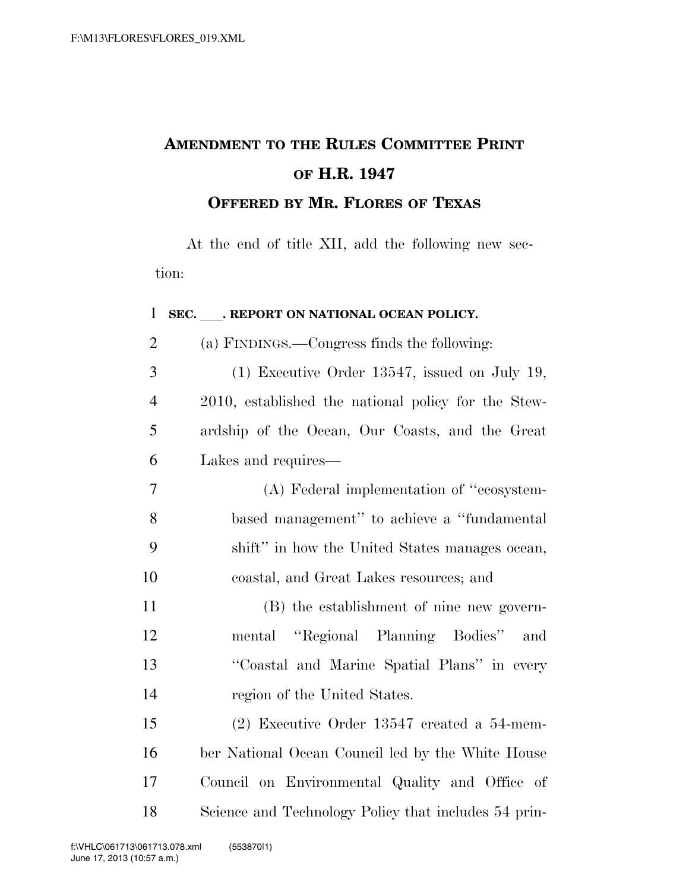# AMENDMENT TO THE RULES COMMITTEE PRINT OF H.R. 1947

## OFFERED BY MR. FLORES OF TEXAS

At the end of title XII, add the following new section:

**SEC. \_\_\_. REPORT ON NATIONAL OCEAN POLICY.**

(a) FINDINGS.—Congress finds the following:

(1) Executive Order 13547, issued on July 19, 2010, established the national policy for the Stewardship of the Ocean, Our Coasts, and the Great Lakes and requires—

(A) Federal implementation of ''ecosystem-based management'' to achieve a ''fundamental shift'' in how the United States manages ocean, coastal, and Great Lakes resources; and

(B) the establishment of nine new governmental ''Regional Planning Bodies'' and ''Coastal and Marine Spatial Plans'' in every region of the United States.

(2) Executive Order 13547 created a 54-member National Ocean Council led by the White House Council on Environmental Quality and Office of Science and Technology Policy that includes 54 prin-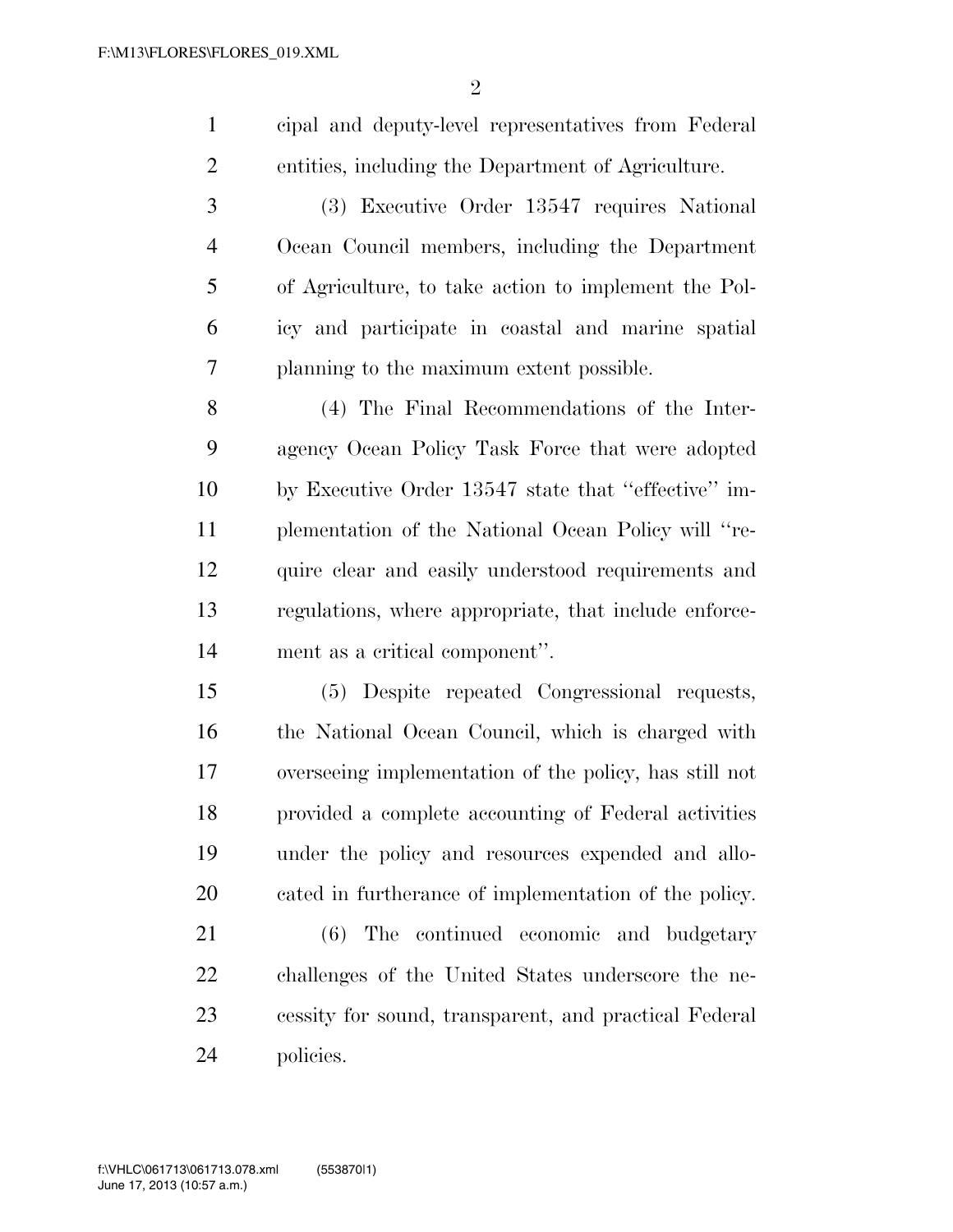cipal and deputy-level representatives from Federal entities, including the Department of Agriculture.

(3) Executive Order 13547 requires National Ocean Council members, including the Department of Agriculture, to take action to implement the Policy and participate in coastal and marine spatial planning to the maximum extent possible.

(4) The Final Recommendations of the Interagency Ocean Policy Task Force that were adopted by Executive Order 13547 state that ''effective'' implementation of the National Ocean Policy will ''require clear and easily understood requirements and regulations, where appropriate, that include enforcement as a critical component''.

(5) Despite repeated Congressional requests, the National Ocean Council, which is charged with overseeing implementation of the policy, has still not provided a complete accounting of Federal activities under the policy and resources expended and allocated in furtherance of implementation of the policy.

(6) The continued economic and budgetary challenges of the United States underscore the necessity for sound, transparent, and practical Federal policies.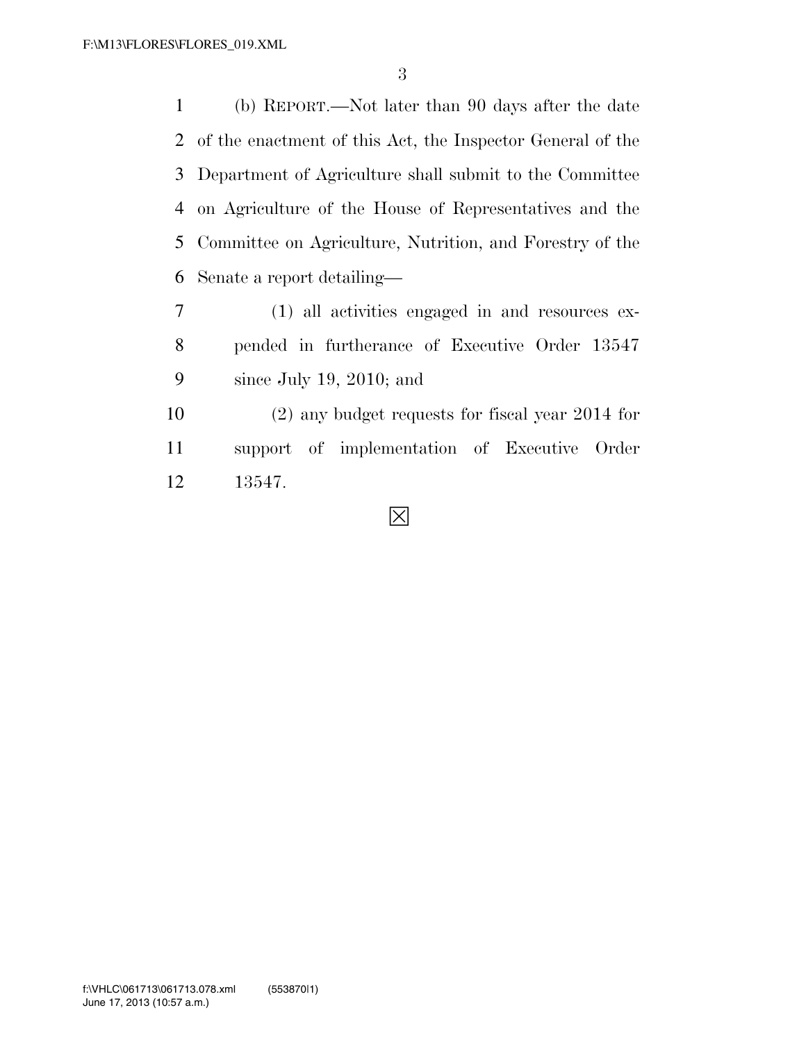(b) REPORT.—Not later than 90 days after the date of the enactment of this Act, the Inspector General of the Department of Agriculture shall submit to the Committee on Agriculture of the House of Representatives and the Committee on Agriculture, Nutrition, and Forestry of the Senate a report detailing—

(1) all activities engaged in and resources expended in furtherance of Executive Order 13547 since July 19, 2010; and

(2) any budget requests for fiscal year 2014 for support of implementation of Executive Order 13547.

☒